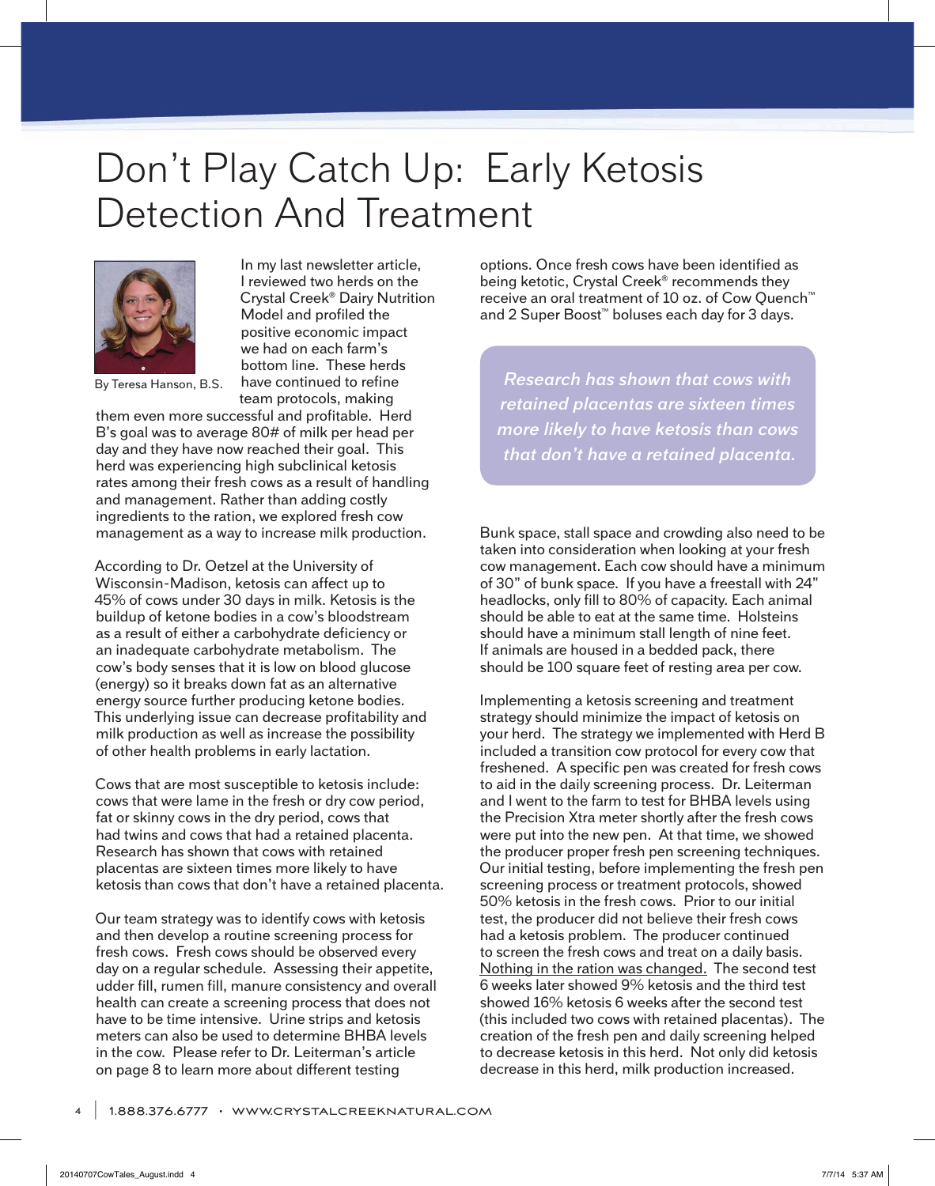# Don't Play Catch Up: Early Ketosis Detection And Treatment

By Teresa Hanson, B.S.

In my last newsletter article, I reviewed two herds on the Crystal Creek® Dairy Nutrition Model and profiled the positive economic impact we had on each farm's bottom line. These herds have continued to refine team protocols, making them even more successful and profitable. Herd B's goal was to average 80# of milk per head per day and they have now reached their goal. This herd was experiencing high subclinical ketosis rates among their fresh cows as a result of handling and management. Rather than adding costly ingredients to the ration, we explored fresh cow management as a way to increase milk production.

According to Dr. Oetzel at the University of Wisconsin-Madison, ketosis can affect up to 45% of cows under 30 days in milk. Ketosis is the buildup of ketone bodies in a cow's bloodstream as a result of either a carbohydrate deficiency or an inadequate carbohydrate metabolism. The cow's body senses that it is low on blood glucose (energy) so it breaks down fat as an alternative energy source further producing ketone bodies. This underlying issue can decrease profitability and milk production as well as increase the possibility of other health problems in early lactation.

Cows that are most susceptible to ketosis include: cows that were lame in the fresh or dry cow period, fat or skinny cows in the dry period, cows that had twins and cows that had a retained placenta. Research has shown that cows with retained placentas are sixteen times more likely to have ketosis than cows that don't have a retained placenta.

Our team strategy was to identify cows with ketosis and then develop a routine screening process for fresh cows. Fresh cows should be observed every day on a regular schedule. Assessing their appetite, udder fill, rumen fill, manure consistency and overall health can create a screening process that does not have to be time intensive. Urine strips and ketosis meters can also be used to determine BHBA levels in the cow. Please refer to Dr. Leiterman's article on page 8 to learn more about different testing options. Once fresh cows have been identified as being ketotic, Crystal Creek® recommends they receive an oral treatment of 10 oz. of Cow Quench™ and 2 Super Boost™ boluses each day for 3 days.

> *Research has shown that cows with retained placentas are sixteen times more likely to have ketosis than cows that don't have a retained placenta.*

Bunk space, stall space and crowding also need to be taken into consideration when looking at your fresh cow management. Each cow should have a minimum of 30" of bunk space. If you have a freestall with 24" headlocks, only fill to 80% of capacity. Each animal should be able to eat at the same time. Holsteins should have a minimum stall length of nine feet. If animals are housed in a bedded pack, there should be 100 square feet of resting area per cow.

Implementing a ketosis screening and treatment strategy should minimize the impact of ketosis on your herd. The strategy we implemented with Herd B included a transition cow protocol for every cow that freshened. A specific pen was created for fresh cows to aid in the daily screening process. Dr. Leiterman and I went to the farm to test for BHBA levels using the Precision Xtra meter shortly after the fresh cows were put into the new pen. At that time, we showed the producer proper fresh pen screening techniques. Our initial testing, before implementing the fresh pen screening process or treatment protocols, showed 50% ketosis in the fresh cows. Prior to our initial test, the producer did not believe their fresh cows had a ketosis problem. The producer continued to screen the fresh cows and treat on a daily basis. <u>Nothing in the ration was changed.</u> The second test 6 weeks later showed 9% ketosis and the third test showed 16% ketosis 6 weeks after the second test (this included two cows with retained placentas). The creation of the fresh pen and daily screening helped to decrease ketosis in this herd. Not only did ketosis decrease in this herd, milk production increased.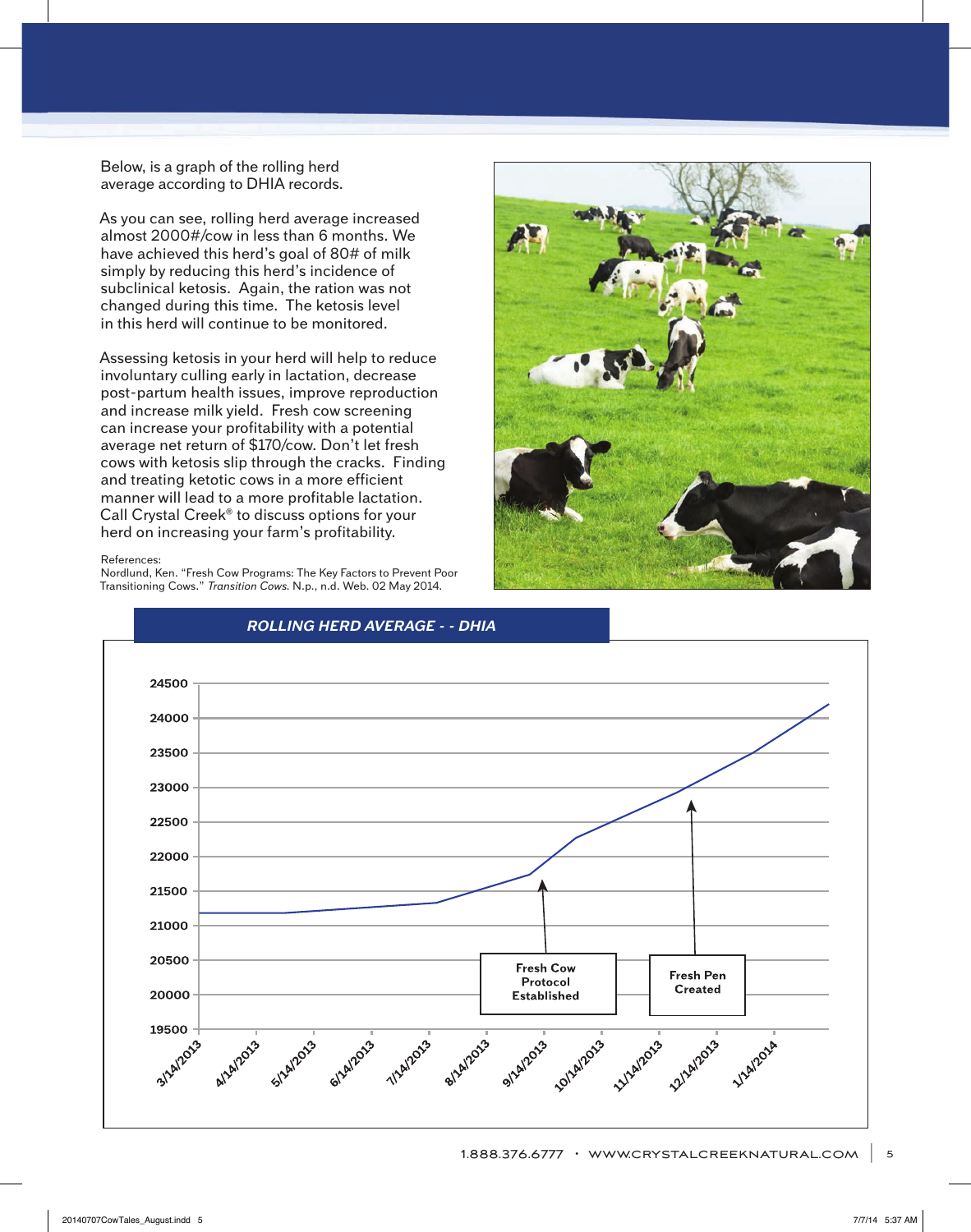Below, is a graph of the rolling herd average according to DHIA records.

As you can see, rolling herd average increased almost 2000#/cow in less than 6 months. We have achieved this herd's goal of 80# of milk simply by reducing this herd's incidence of subclinical ketosis. Again, the ration was not changed during this time. The ketosis level in this herd will continue to be monitored.

Assessing ketosis in your herd will help to reduce involuntary culling early in lactation, decrease post-partum health issues, improve reproduction and increase milk yield. Fresh cow screening can increase your profitability with a potential average net return of $170/cow. Don't let fresh cows with ketosis slip through the cracks. Finding and treating ketotic cows in a more efficient manner will lead to a more profitable lactation. Call Crystal Creek® to discuss options for your herd on increasing your farm's profitability.

References:
Nordlund, Ken. "Fresh Cow Programs: The Key Factors to Prevent Poor Transitioning Cows." *Transition Cows*. N.p., n.d. Web. 02 May 2014.

***ROLLING HERD AVERAGE - - DHIA***

24500
24000
23500
23000
22500
22000
21500
21000
20500
20000
19500

3/14/2013
4/14/2013
5/14/2013
6/14/2013
7/14/2013
8/14/2013
9/14/2013
10/14/2013
11/14/2013
12/14/2013
1/14/2014

Fresh Cow Protocol Established

Fresh Pen Created